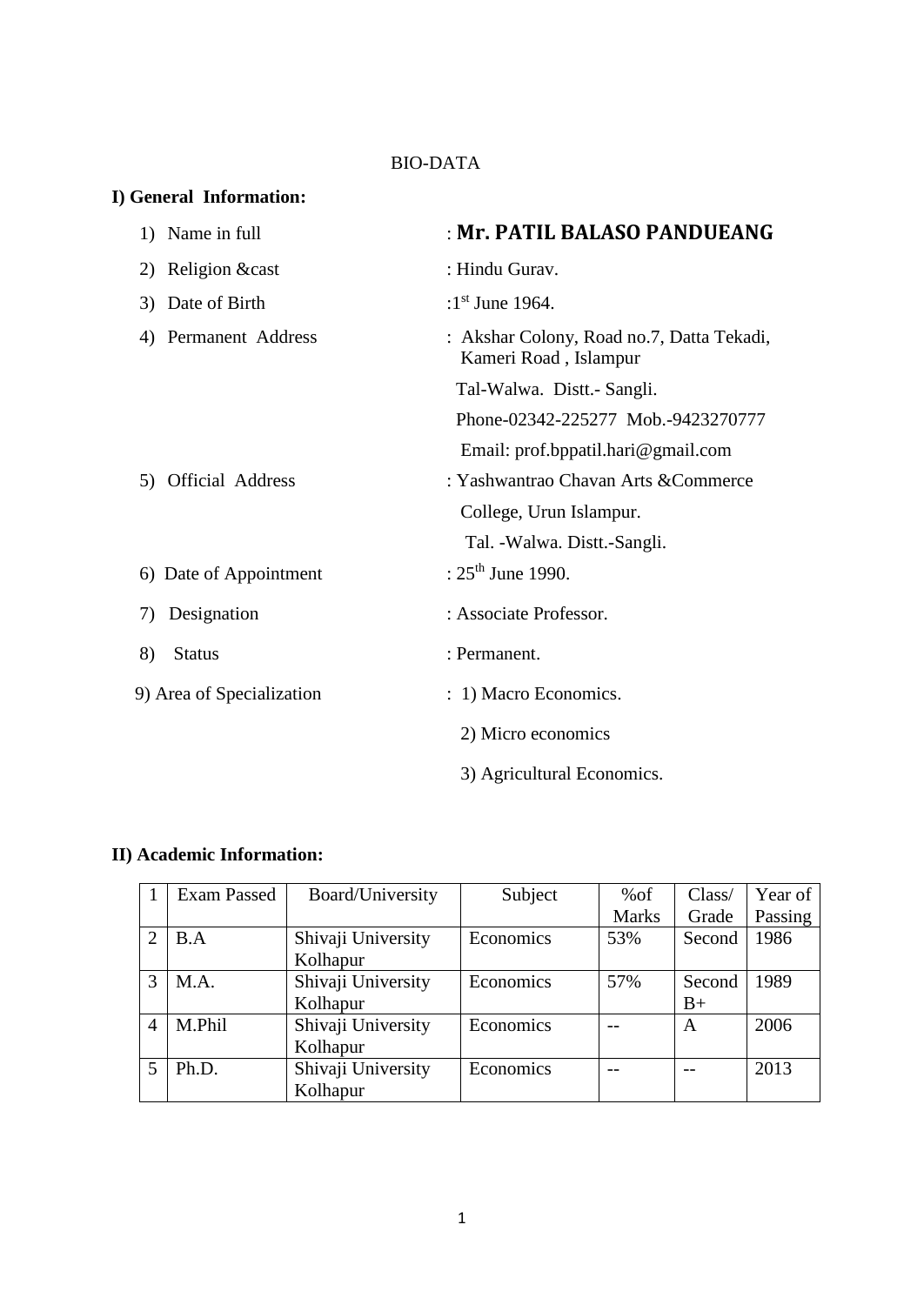BIO-DATA

**I) General Information:**

1) Name in full : **Mr. PATIL BALASO PANDUEANG**

2) Religion &cast : Hindu Gurav.

3) Date of Birth : 1st June 1964.

4) Permanent Address : Akshar Colony, Road no.7, Datta Tekadi, Kameri Road , Islampur
Tal-Walwa. Distt.- Sangli.
Phone-02342-225277 Mob.-9423270777
Email: prof.bppatil.hari@gmail.com

5) Official Address : Yashwantrao Chavan Arts &Commerce College, Urun Islampur.
Tal. -Walwa. Distt.-Sangli.

6) Date of Appointment : 25th June 1990.

7) Designation : Associate Professor.

8) Status : Permanent.

9) Area of Specialization : 1) Macro Economics.
2) Micro economics
3) Agricultural Economics.

**II) Academic Information:**

| 1 | Exam Passed | Board/University | Subject | %of Marks | Class/ Grade | Year of Passing |
|---|---|---|---|---|---|---|
| 2 | B.A | Shivaji University Kolhapur | Economics | 53% | Second | 1986 |
| 3 | M.A. | Shivaji University Kolhapur | Economics | 57% | Second B+ | 1989 |
| 4 | M.Phil | Shivaji University Kolhapur | Economics | -- | A | 2006 |
| 5 | Ph.D. | Shivaji University Kolhapur | Economics | -- | -- | 2013 |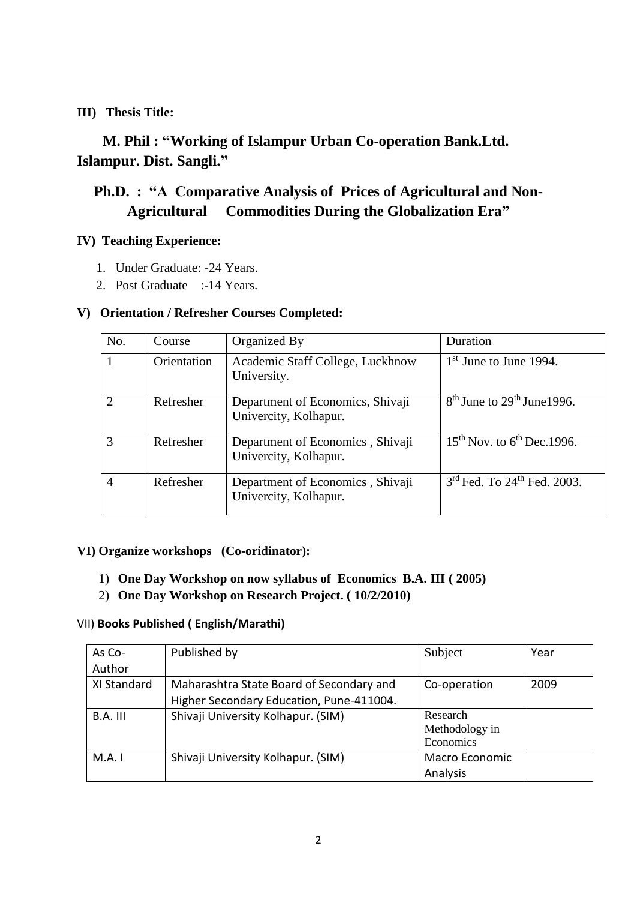**III) Thesis Title:**

**M. Phil : "Working of Islampur Urban Co-operation Bank.Ltd. Islampur. Dist. Sangli."**

**Ph.D. : "A Comparative Analysis of Prices of Agricultural and Non-Agricultural Commodities During the Globalization Era"**

**IV) Teaching Experience:**

1. Under Graduate: -24 Years.
2. Post Graduate :-14 Years.

**V) Orientation / Refresher Courses Completed:**

| No. | Course | Organized By | Duration |
|---|---|---|---|
| 1 | Orientation | Academic Staff College, Luckhnow University. | 1st June to June 1994. |
| 2 | Refresher | Department of Economics, Shivaji Univercity, Kolhapur. | 8th June to 29th June1996. |
| 3 | Refresher | Department of Economics , Shivaji Univercity, Kolhapur. | 15th Nov. to 6th Dec.1996. |
| 4 | Refresher | Department of Economics , Shivaji Univercity, Kolhapur. | 3rd Fed. To 24th Fed. 2003. |

**VI) Organize workshops (Co-oridinator):**

1) **One Day Workshop on now syllabus of Economics B.A. III ( 2005)**
2) **One Day Workshop on Research Project. ( 10/2/2010)**

VII) **Books Published ( English/Marathi)**

| As Co-Author | Published by | Subject | Year |
|---|---|---|---|
| XI Standard | Maharashtra State Board of Secondary and Higher Secondary Education, Pune-411004. | Co-operation | 2009 |
| B.A. III | Shivaji University Kolhapur. (SIM) | Research Methodology in Economics | |
| M.A. I | Shivaji University Kolhapur. (SIM) | Macro Economic Analysis | |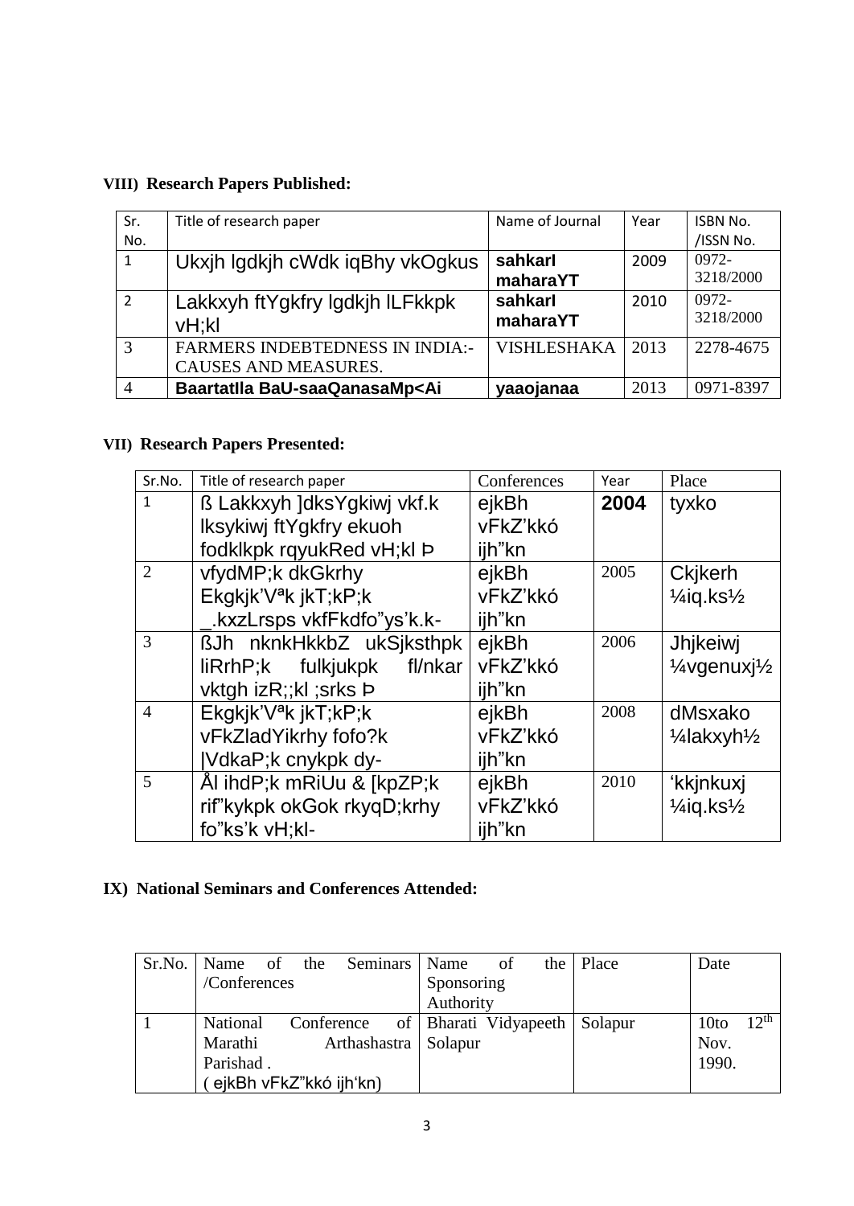## VIII) Research Papers Published:

| Sr. No. | Title of research paper | Name of Journal | Year | ISBN No. /ISSN No. |
|---|---|---|---|---|
| 1 | Ukxjh lgdkjh cWdk iqBhy vkOgkus | **sahkarI maharaYT** | 2009 | 0972-3218/2000 |
| 2 | Lakkxyh ftYgkfry lgdkjh lLFkkpk vH;kl | **sahkarI maharaYT** | 2010 | 0972-3218/2000 |
| 3 | FARMERS INDEBTEDNESS IN INDIA:- CAUSES AND MEASURES. | VISHLESHAKA | 2013 | 2278-4675 |
| 4 | **BaartatIla BaU-saaQanasaMp<Ai** | **yaaojanaa** | 2013 | 0971-8397 |

## VII) Research Papers Presented:

| Sr.No. | Title of research paper | Conferences | Year | Place |
|---|---|---|---|---|
| 1 | ß Lakkxyh ]dksYgkiwj vkf.k lksykiwj ftYgkfry ekuoh fodklkpk rqyukRed vH;kl Þ | ejkBh vFkZ'kkó ijh"kn | **2004** | tyxko |
| 2 | vfydMP;k dkGkrhy Ekgkjk'Vªk jkT;kP;k _.kxzLrsps vkfFkdfo"ys'k.k- | ejkBh vFkZ'kkó ijh"kn | 2005 | Ckjkerh ¼iq.ks½ |
| 3 | ßJh nknkHkkbZ ukSjksthpk liRrhP;k fulkjukpk fl/nkar vktgh izR;;kl ;srks Þ | ejkBh vFkZ'kkó ijh"kn | 2006 | Jhjkeiwj ¼vgenuxj½ |
| 4 | Ekgkjk'Vªk jkT;kP;k vFkZladYikrhy fofo?k |VdkaP;k cnykpk dy- | ejkBh vFkZ'kkó ijh"kn | 2008 | dMsxako ¼lakxyh½ |
| 5 | Ål ihdP;k mRiUu & [kpZP;k rif"kykpk okGok rkyqD;krhy fo"ks'k vH;kl- | ejkBh vFkZ'kkó ijh"kn | 2010 | 'kkjnkuxj ¼iq.ks½ |

## IX) National Seminars and Conferences Attended:

| Sr.No. | Name of the Seminars /Conferences | Name of the Sponsoring Authority | Place | Date |
|---|---|---|---|---|
| 1 | National Conference of Marathi Arthashastra Parishad . ( ejkBh vFkZ"kkó ijh'kn) | Bharati Vidyapeeth Solapur | Solapur | 10to 12th Nov. 1990. |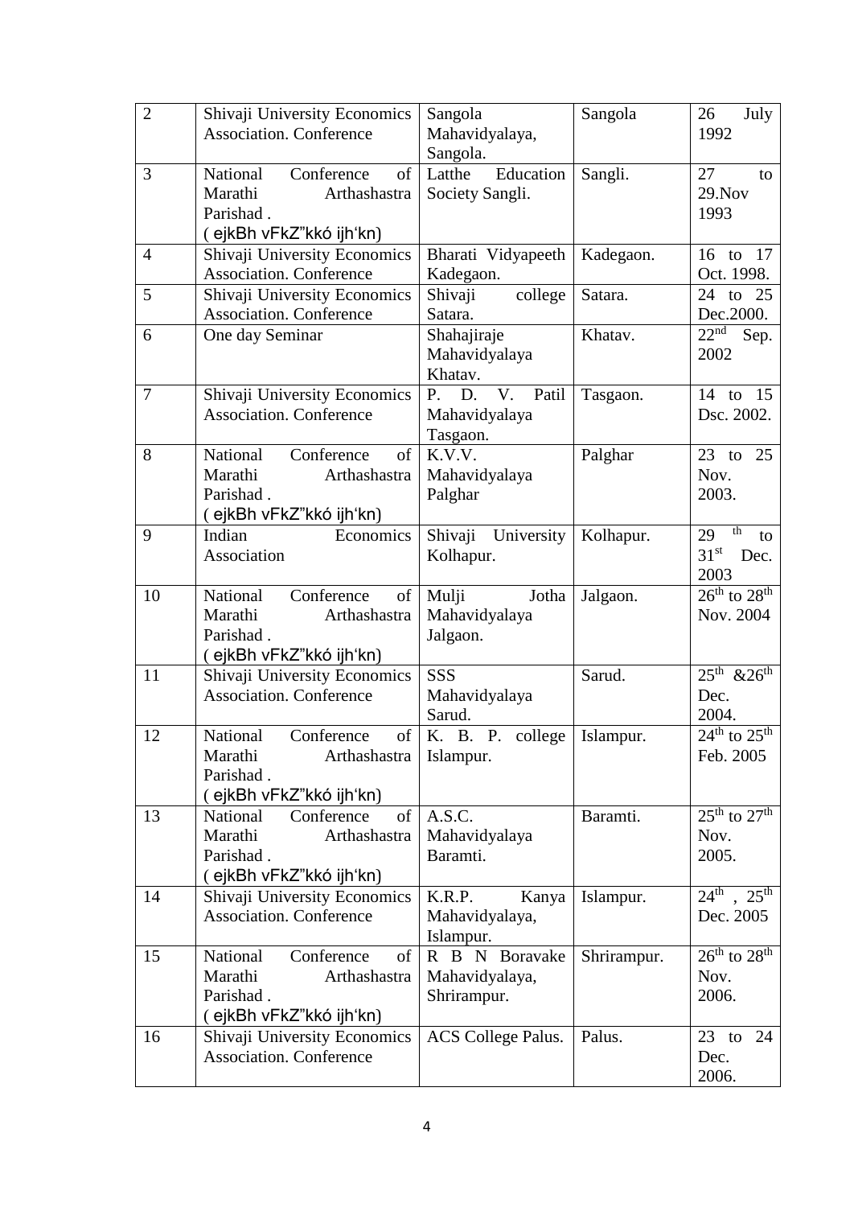| 2 | Shivaji University Economics Association. Conference | Sangola Mahavidyalaya, Sangola. | Sangola | 26 July 1992 |
|---|---|---|---|---|
| 3 | National Conference of Marathi Arthashastra Parishad . ( ejkBh vFkZ”kkó ijh‘kn) | Latthe Education Society Sangli. | Sangli. | 27 to 29.Nov 1993 |
| 4 | Shivaji University Economics Association. Conference | Bharati Vidyapeeth Kadegaon. | Kadegaon. | 16 to 17 Oct. 1998. |
| 5 | Shivaji University Economics Association. Conference | Shivaji college Satara. | Satara. | 24 to 25 Dec.2000. |
| 6 | One day Seminar | Shahajiraje Mahavidyalaya Khatav. | Khatav. | 22nd Sep. 2002 |
| 7 | Shivaji University Economics Association. Conference | P. D. V. Patil Mahavidyalaya Tasgaon. | Tasgaon. | 14 to 15 Dsc. 2002. |
| 8 | National Conference of Marathi Arthashastra Parishad . ( ejkBh vFkZ”kkó ijh‘kn) | K.V.V. Mahavidyalaya Palghar | Palghar | 23 to 25 Nov. 2003. |
| 9 | Indian Economics Association | Shivaji University Kolhapur. | Kolhapur. | 29 th to 31st Dec. 2003 |
| 10 | National Conference of Marathi Arthashastra Parishad . ( ejkBh vFkZ”kkó ijh‘kn) | Mulji Jotha Mahavidyalaya Jalgaon. | Jalgaon. | 26th to 28th Nov. 2004 |
| 11 | Shivaji University Economics Association. Conference | SSS Mahavidyalaya Sarud. | Sarud. | 25th &26th Dec. 2004. |
| 12 | National Conference of Marathi Arthashastra Parishad . ( ejkBh vFkZ”kkó ijh‘kn) | K. B. P. college Islampur. | Islampur. | 24th to 25th Feb. 2005 |
| 13 | National Conference of Marathi Arthashastra Parishad . ( ejkBh vFkZ”kkó ijh‘kn) | A.S.C. Mahavidyalaya Baramti. | Baramti. | 25th to 27th Nov. 2005. |
| 14 | Shivaji University Economics Association. Conference | K.R.P. Kanya Mahavidyalaya, Islampur. | Islampur. | 24th , 25th Dec. 2005 |
| 15 | National Conference of Marathi Arthashastra Parishad . ( ejkBh vFkZ”kkó ijh‘kn) | R B N Boravake Mahavidyalaya, Shrirampur. | Shrirampur. | 26th to 28th Nov. 2006. |
| 16 | Shivaji University Economics Association. Conference | ACS College Palus. | Palus. | 23 to 24 Dec. 2006. |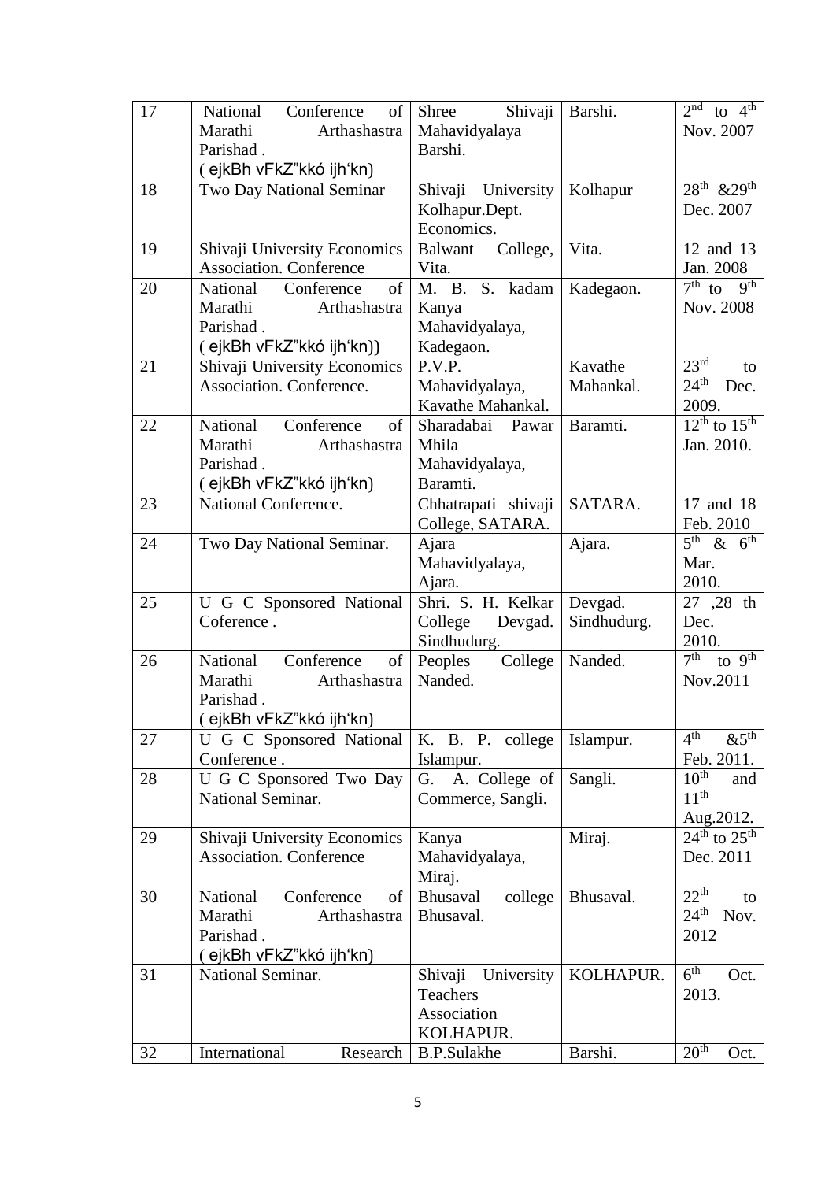| 17 | National Conference of Marathi Arthashastra Parishad . ( ejkBh vFkZ"kkó ijh'kn) | Shree Shivaji Mahavidyalaya Barshi. | Barshi. | 2nd to 4th Nov. 2007 |
|---|---|---|---|---|
| 18 | Two Day National Seminar | Shivaji University Kolhapur.Dept. Economics. | Kolhapur | 28th &29th Dec. 2007 |
| 19 | Shivaji University Economics Association. Conference | Balwant College, Vita. | Vita. | 12 and 13 Jan. 2008 |
| 20 | National Conference of Marathi Arthashastra Parishad . ( ejkBh vFkZ"kkó ijh'kn)) | M. B. S. kadam Kanya Mahavidyalaya, Kadegaon. | Kadegaon. | 7th to 9th Nov. 2008 |
| 21 | Shivaji University Economics Association. Conference. | P.V.P. Mahavidyalaya, Kavathe Mahankal. | Kavathe Mahankal. | 23rd to 24th Dec. 2009. |
| 22 | National Conference of Marathi Arthashastra Parishad . ( ejkBh vFkZ"kkó ijh'kn) | Sharadabai Pawar Mhila Mahavidyalaya, Baramti. | Baramti. | 12th to 15th Jan. 2010. |
| 23 | National Conference. | Chhatrapati shivaji College, SATARA. | SATARA. | 17 and 18 Feb. 2010 |
| 24 | Two Day National Seminar. | Ajara Mahavidyalaya, Ajara. | Ajara. | 5th & 6th Mar. 2010. |
| 25 | U G C Sponsored National Coference . | Shri. S. H. Kelkar College Devgad. Sindhudurg. | Devgad. Sindhudurg. | 27 ,28 th Dec. 2010. |
| 26 | National Conference of Marathi Arthashastra Parishad . ( ejkBh vFkZ"kkó ijh'kn) | Peoples College Nanded. | Nanded. | 7th to 9th Nov.2011 |
| 27 | U G C Sponsored National Conference . | K. B. P. college Islampur. | Islampur. | 4th &5th Feb. 2011. |
| 28 | U G C Sponsored Two Day National Seminar. | G. A. College of Commerce, Sangli. | Sangli. | 10th and 11th Aug.2012. |
| 29 | Shivaji University Economics Association. Conference | Kanya Mahavidyalaya, Miraj. | Miraj. | 24th to 25th Dec. 2011 |
| 30 | National Conference of Marathi Arthashastra Parishad . ( ejkBh vFkZ"kkó ijh'kn) | Bhusaval college Bhusaval. | Bhusaval. | 22th to 24th Nov. 2012 |
| 31 | National Seminar. | Shivaji University Teachers Association KOLHAPUR. | KOLHAPUR. | 6th Oct. 2013. |
| 32 | International Research | B.P.Sulakhe | Barshi. | 20th Oct. |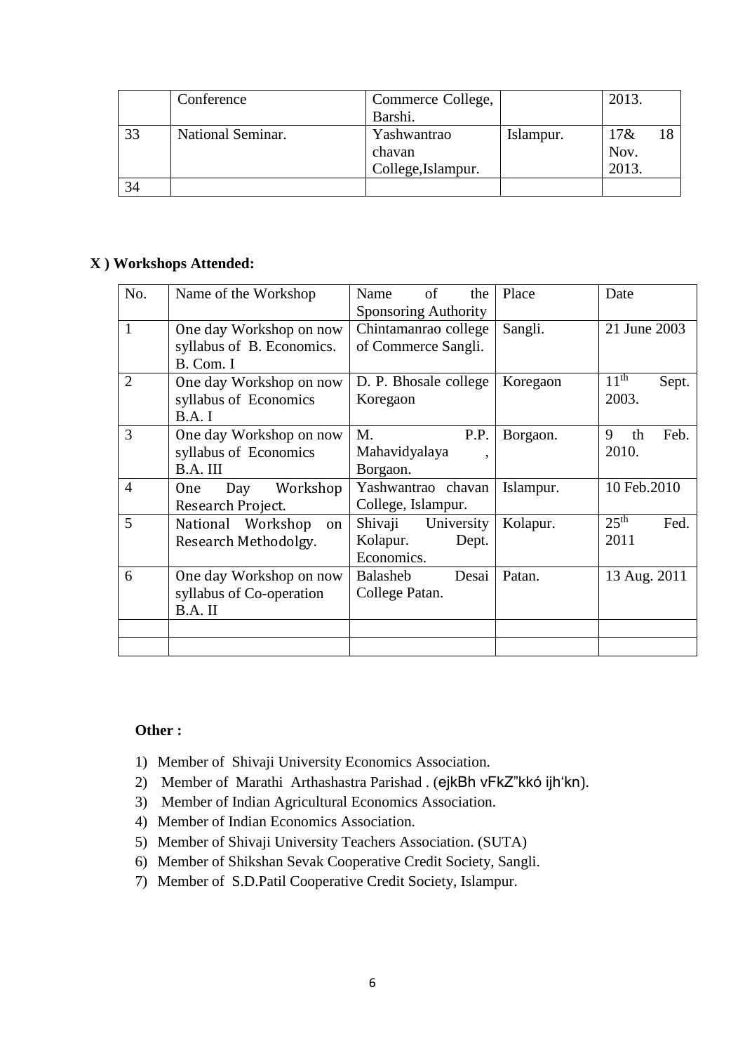| | | | | |
|---|---|---|---|---|
| | Conference | Commerce College, Barshi. | | 2013. |
| 33 | National Seminar. | Yashwantrao chavan College,Islampur. | Islampur. | 17& 18 Nov. 2013. |
| 34 | | | | |

**X ) Workshops Attended:**

| No. | Name of the Workshop | Name of the Sponsoring Authority | Place | Date |
|---|---|---|---|---|
| 1 | One day Workshop on now syllabus of B. Economics. B. Com. I | Chintamanrao college of Commerce Sangli. | Sangli. | 21 June 2003 |
| 2 | One day Workshop on now syllabus of Economics B.A. I | D. P. Bhosale college Koregaon | Koregaon | 11th Sept. 2003. |
| 3 | One day Workshop on now syllabus of Economics B.A. III | M. P.P. Mahavidyalaya , Borgaon. | Borgaon. | 9 th Feb. 2010. |
| 4 | One Day Workshop Research Project. | Yashwantrao chavan College, Islampur. | Islampur. | 10 Feb.2010 |
| 5 | National Workshop on Research Methodolgy. | Shivaji University Kolapur. Dept. Economics. | Kolapur. | 25th Fed. 2011 |
| 6 | One day Workshop on now syllabus of Co-operation B.A. II | Balasheb Desai College Patan. | Patan. | 13 Aug. 2011 |
| | | | | |
| | | | | |

**Other :**

1) Member of Shivaji University Economics Association.
2) Member of Marathi Arthashastra Parishad . (ejkBh vFkZ"kkó ijh'kn).
3) Member of Indian Agricultural Economics Association.
4) Member of Indian Economics Association.
5) Member of Shivaji University Teachers Association. (SUTA)
6) Member of Shikshan Sevak Cooperative Credit Society, Sangli.
7) Member of S.D.Patil Cooperative Credit Society, Islampur.